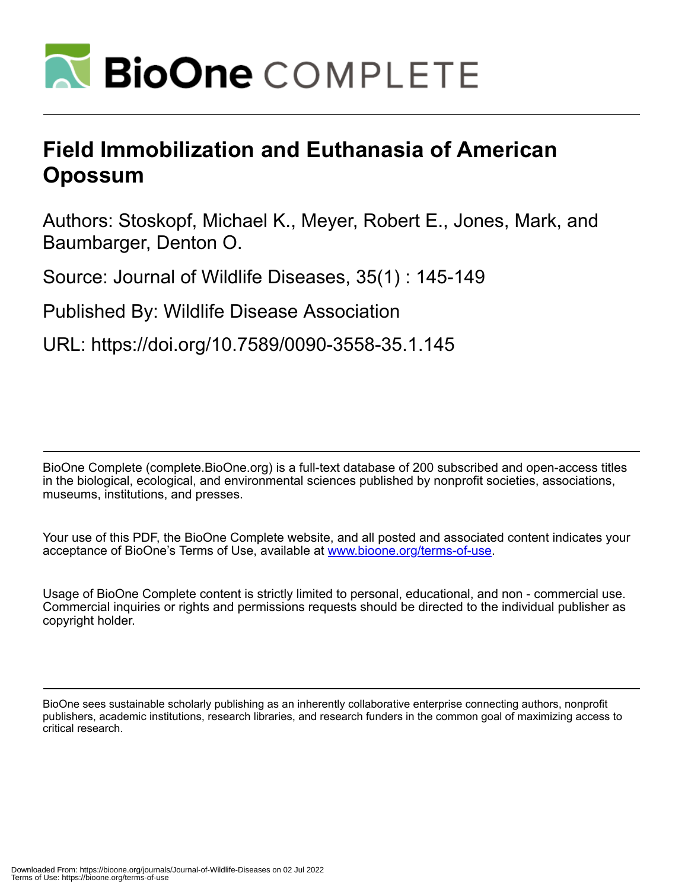# Field Immobilization and Euthanasia of American Opossum

Authors: Stoskopf, Michael K., Meyer, Robert E., Jones, Mark, and Baumbarger, Denton O.

Source: Journal of Wildlife Diseases, 35(1) : 145-149

Published By: Wildlife Disease Association

URL: https://doi.org/10.7589/0090-3558-35.1.145

BioOne Complete (complete.BioOne.org) is a full-text database of 200 subscribed and open-access titles in the biological, ecological, and environmental sciences published by nonprofit societies, associations, museums, institutions, and presses.

Your use of this PDF, the BioOne Complete website, and all posted and associated content indicates your acceptance of BioOne's Terms of Use, available at www.bioone.org/terms-of-use.

Usage of BioOne Complete content is strictly limited to personal, educational, and non - commercial use. Commercial inquiries or rights and permissions requests should be directed to the individual publisher as copyright holder.

BioOne sees sustainable scholarly publishing as an inherently collaborative enterprise connecting authors, nonprofit publishers, academic institutions, research libraries, and research funders in the common goal of maximizing access to critical research.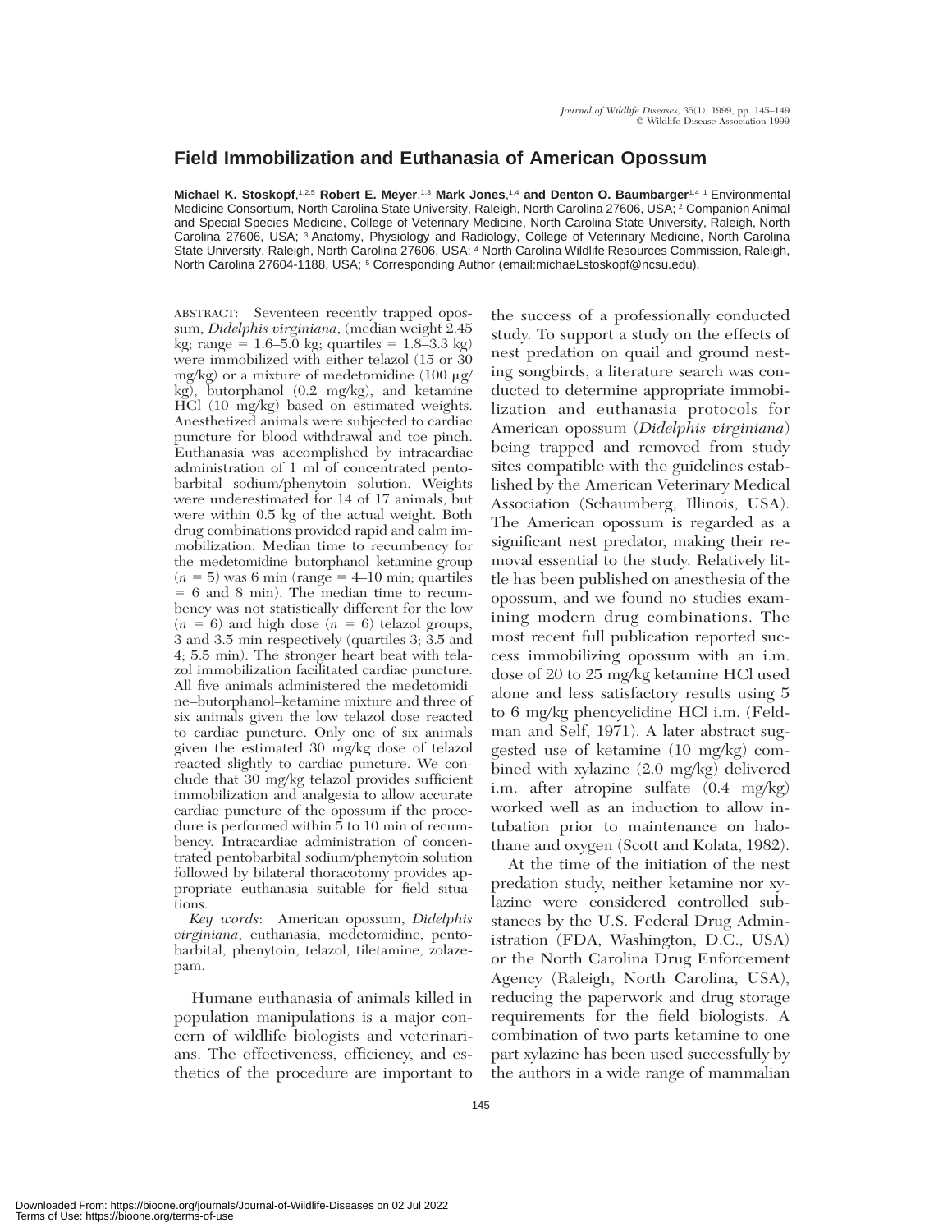# Field Immobilization and Euthanasia of American Opossum

**Michael K. Stoskopf**,[1,2,5] **Robert E. Meyer**,[1,3] **Mark Jones**,[1,4] **and Denton O. Baumbarger**[1,4] [1] Environmental Medicine Consortium, North Carolina State University, Raleigh, North Carolina 27606, USA; [2] Companion Animal and Special Species Medicine, College of Veterinary Medicine, North Carolina State University, Raleigh, North Carolina 27606, USA; [3] Anatomy, Physiology and Radiology, College of Veterinary Medicine, North Carolina State University, Raleigh, North Carolina 27606, USA; [4] North Carolina Wildlife Resources Commission, Raleigh, North Carolina 27604-1188, USA; [5] Corresponding Author (email:michael_stoskopf@ncsu.edu).

ABSTRACT: Seventeen recently trapped opossum, *Didelphis virginiana*, (median weight 2.45 kg; range = 1.6–5.0 kg; quartiles = 1.8–3.3 kg) were immobilized with either telazol (15 or 30 mg/kg) or a mixture of medetomidine (100 μg/kg), butorphanol (0.2 mg/kg), and ketamine HCl (10 mg/kg) based on estimated weights. Anesthetized animals were subjected to cardiac puncture for blood withdrawal and toe pinch. Euthanasia was accomplished by intracardiac administration of 1 ml of concentrated pentobarbital sodium/phenytoin solution. Weights were underestimated for 14 of 17 animals, but were within 0.5 kg of the actual weight. Both drug combinations provided rapid and calm immobilization. Median time to recumbency for the medetomidine–butorphanol–ketamine group ($n = 5$) was 6 min (range = 4–10 min; quartiles = 6 and 8 min). The median time to recumbency was not statistically different for the low ($n = 6$) and high dose ($n = 6$) telazol groups, 3 and 3.5 min respectively (quartiles 3; 3.5 and 4; 5.5 min). The stronger heart beat with telazol immobilization facilitated cardiac puncture. All five animals administered the medetomidine–butorphanol–ketamine mixture and three of six animals given the low telazol dose reacted to cardiac puncture. Only one of six animals given the estimated 30 mg/kg dose of telazol reacted slightly to cardiac puncture. We conclude that 30 mg/kg telazol provides sufficient immobilization and analgesia to allow accurate cardiac puncture of the opossum if the procedure is performed within 5 to 10 min of recumbency. Intracardiac administration of concentrated pentobarbital sodium/phenytoin solution followed by bilateral thoracotomy provides appropriate euthanasia suitable for field situations.

*Key words*: American opossum, *Didelphis virginiana*, euthanasia, medetomidine, pentobarbital, phenytoin, telazol, tiletamine, zolazepam.

Humane euthanasia of animals killed in population manipulations is a major concern of wildlife biologists and veterinarians. The effectiveness, efficiency, and esthetics of the procedure are important to the success of a professionally conducted study. To support a study on the effects of nest predation on quail and ground nesting songbirds, a literature search was conducted to determine appropriate immobilization and euthanasia protocols for American opossum (*Didelphis virginiana*) being trapped and removed from study sites compatible with the guidelines established by the American Veterinary Medical Association (Schaumberg, Illinois, USA). The American opossum is regarded as a significant nest predator, making their removal essential to the study. Relatively little has been published on anesthesia of the opossum, and we found no studies examining modern drug combinations. The most recent full publication reported success immobilizing opossum with an i.m. dose of 20 to 25 mg/kg ketamine HCl used alone and less satisfactory results using 5 to 6 mg/kg phencyclidine HCl i.m. (Feldman and Self, 1971). A later abstract suggested use of ketamine (10 mg/kg) combined with xylazine (2.0 mg/kg) delivered i.m. after atropine sulfate (0.4 mg/kg) worked well as an induction to allow intubation prior to maintenance on halothane and oxygen (Scott and Kolata, 1982).

At the time of the initiation of the nest predation study, neither ketamine nor xylazine were considered controlled substances by the U.S. Federal Drug Administration (FDA, Washington, D.C., USA) or the North Carolina Drug Enforcement Agency (Raleigh, North Carolina, USA), reducing the paperwork and drug storage requirements for the field biologists. A combination of two parts ketamine to one part xylazine has been used successfully by the authors in a wide range of mammalian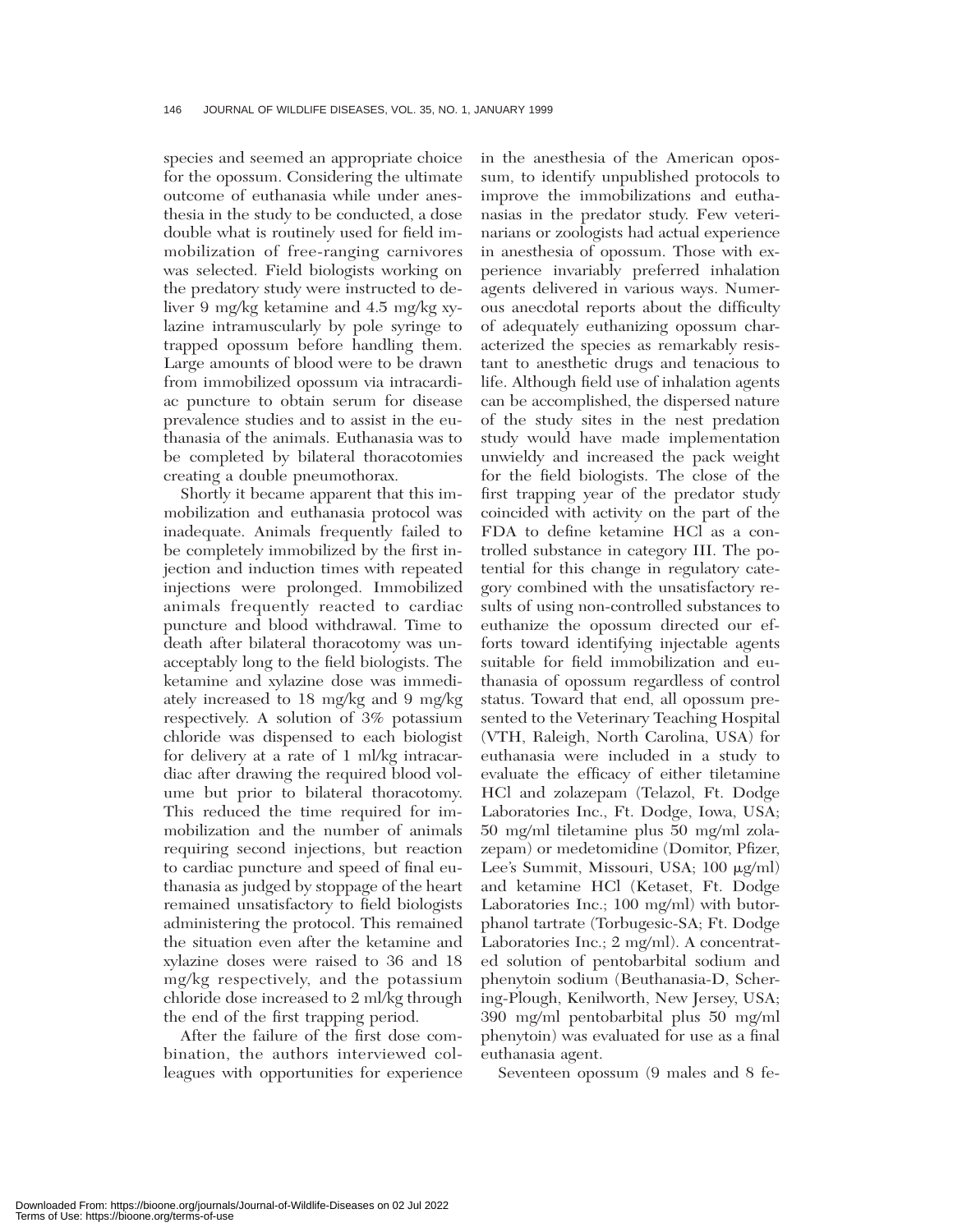species and seemed an appropriate choice for the opossum. Considering the ultimate outcome of euthanasia while under anesthesia in the study to be conducted, a dose double what is routinely used for field immobilization of free-ranging carnivores was selected. Field biologists working on the predatory study were instructed to deliver 9 mg/kg ketamine and 4.5 mg/kg xylazine intramuscularly by pole syringe to trapped opossum before handling them. Large amounts of blood were to be drawn from immobilized opossum via intracardiac puncture to obtain serum for disease prevalence studies and to assist in the euthanasia of the animals. Euthanasia was to be completed by bilateral thoracotomies creating a double pneumothorax.

Shortly it became apparent that this immobilization and euthanasia protocol was inadequate. Animals frequently failed to be completely immobilized by the first injection and induction times with repeated injections were prolonged. Immobilized animals frequently reacted to cardiac puncture and blood withdrawal. Time to death after bilateral thoracotomy was unacceptably long to the field biologists. The ketamine and xylazine dose was immediately increased to 18 mg/kg and 9 mg/kg respectively. A solution of 3% potassium chloride was dispensed to each biologist for delivery at a rate of 1 ml/kg intracardiac after drawing the required blood volume but prior to bilateral thoracotomy. This reduced the time required for immobilization and the number of animals requiring second injections, but reaction to cardiac puncture and speed of final euthanasia as judged by stoppage of the heart remained unsatisfactory to field biologists administering the protocol. This remained the situation even after the ketamine and xylazine doses were raised to 36 and 18 mg/kg respectively, and the potassium chloride dose increased to 2 ml/kg through the end of the first trapping period.

After the failure of the first dose combination, the authors interviewed colleagues with opportunities for experience in the anesthesia of the American opossum, to identify unpublished protocols to improve the immobilizations and euthanasias in the predator study. Few veterinarians or zoologists had actual experience in anesthesia of opossum. Those with experience invariably preferred inhalation agents delivered in various ways. Numerous anecdotal reports about the difficulty of adequately euthanizing opossum characterized the species as remarkably resistant to anesthetic drugs and tenacious to life. Although field use of inhalation agents can be accomplished, the dispersed nature of the study sites in the nest predation study would have made implementation unwieldy and increased the pack weight for the field biologists. The close of the first trapping year of the predator study coincided with activity on the part of the FDA to define ketamine HCl as a controlled substance in category III. The potential for this change in regulatory category combined with the unsatisfactory results of using non-controlled substances to euthanize the opossum directed our efforts toward identifying injectable agents suitable for field immobilization and euthanasia of opossum regardless of control status. Toward that end, all opossum presented to the Veterinary Teaching Hospital (VTH, Raleigh, North Carolina, USA) for euthanasia were included in a study to evaluate the efficacy of either tiletamine HCl and zolazepam (Telazol, Ft. Dodge Laboratories Inc., Ft. Dodge, Iowa, USA; 50 mg/ml tiletamine plus 50 mg/ml zolazepam) or medetomidine (Domitor, Pfizer, Lee's Summit, Missouri, USA; 100 μg/ml) and ketamine HCl (Ketaset, Ft. Dodge Laboratories Inc.; 100 mg/ml) with butorphanol tartrate (Torbugesic-SA; Ft. Dodge Laboratories Inc.; 2 mg/ml). A concentrated solution of pentobarbital sodium and phenytoin sodium (Beuthanasia-D, Schering-Plough, Kenilworth, New Jersey, USA; 390 mg/ml pentobarbital plus 50 mg/ml phenytoin) was evaluated for use as a final euthanasia agent.

Seventeen opossum (9 males and 8 fe-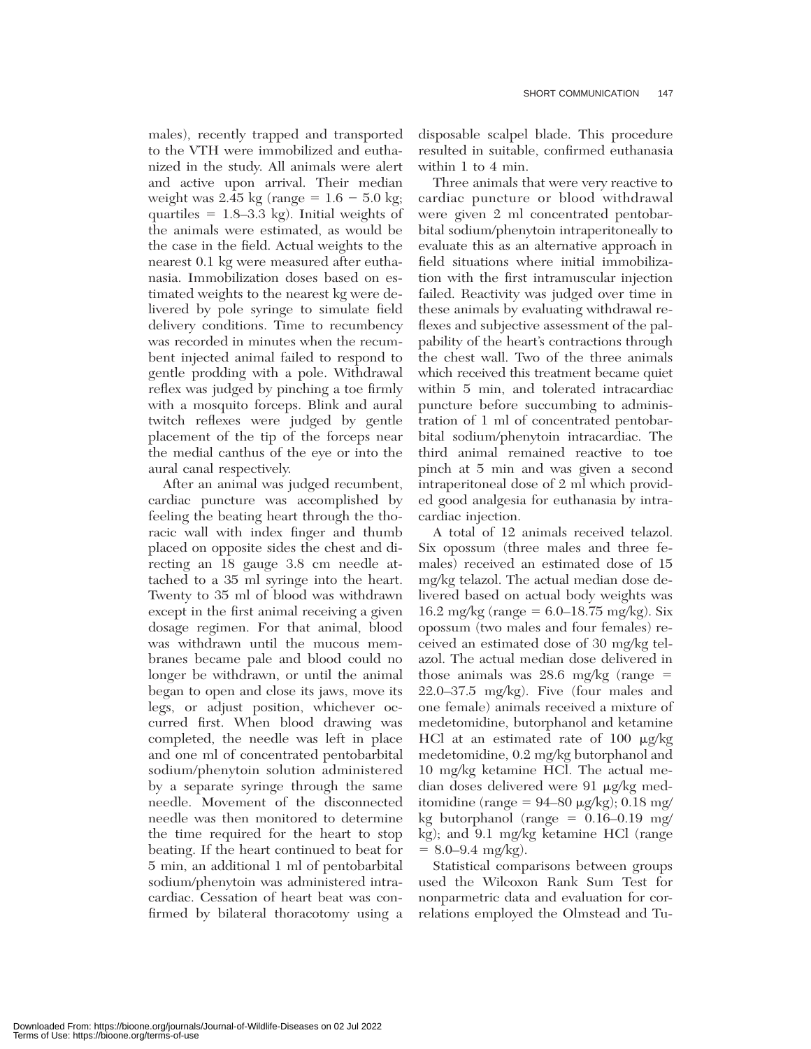males), recently trapped and transported to the VTH were immobilized and euthanized in the study. All animals were alert and active upon arrival. Their median weight was 2.45 kg (range = 1.6 − 5.0 kg; quartiles = 1.8–3.3 kg). Initial weights of the animals were estimated, as would be the case in the field. Actual weights to the nearest 0.1 kg were measured after euthanasia. Immobilization doses based on estimated weights to the nearest kg were delivered by pole syringe to simulate field delivery conditions. Time to recumbency was recorded in minutes when the recumbent injected animal failed to respond to gentle prodding with a pole. Withdrawal reflex was judged by pinching a toe firmly with a mosquito forceps. Blink and aural twitch reflexes were judged by gentle placement of the tip of the forceps near the medial canthus of the eye or into the aural canal respectively.

After an animal was judged recumbent, cardiac puncture was accomplished by feeling the beating heart through the thoracic wall with index finger and thumb placed on opposite sides the chest and directing an 18 gauge 3.8 cm needle attached to a 35 ml syringe into the heart. Twenty to 35 ml of blood was withdrawn except in the first animal receiving a given dosage regimen. For that animal, blood was withdrawn until the mucous membranes became pale and blood could no longer be withdrawn, or until the animal began to open and close its jaws, move its legs, or adjust position, whichever occurred first. When blood drawing was completed, the needle was left in place and one ml of concentrated pentobarbital sodium/phenytoin solution administered by a separate syringe through the same needle. Movement of the disconnected needle was then monitored to determine the time required for the heart to stop beating. If the heart continued to beat for 5 min, an additional 1 ml of pentobarbital sodium/phenytoin was administered intracardiac. Cessation of heart beat was confirmed by bilateral thoracotomy using a disposable scalpel blade. This procedure resulted in suitable, confirmed euthanasia within 1 to 4 min.

Three animals that were very reactive to cardiac puncture or blood withdrawal were given 2 ml concentrated pentobarbital sodium/phenytoin intraperitoneally to evaluate this as an alternative approach in field situations where initial immobilization with the first intramuscular injection failed. Reactivity was judged over time in these animals by evaluating withdrawal reflexes and subjective assessment of the palpability of the heart's contractions through the chest wall. Two of the three animals which received this treatment became quiet within 5 min, and tolerated intracardiac puncture before succumbing to administration of 1 ml of concentrated pentobarbital sodium/phenytoin intracardiac. The third animal remained reactive to toe pinch at 5 min and was given a second intraperitoneal dose of 2 ml which provided good analgesia for euthanasia by intracardiac injection.

A total of 12 animals received telazol. Six opossum (three males and three females) received an estimated dose of 15 mg/kg telazol. The actual median dose delivered based on actual body weights was 16.2 mg/kg (range = 6.0–18.75 mg/kg). Six opossum (two males and four females) received an estimated dose of 30 mg/kg telazol. The actual median dose delivered in those animals was 28.6 mg/kg (range = 22.0–37.5 mg/kg). Five (four males and one female) animals received a mixture of medetomidine, butorphanol and ketamine HCl at an estimated rate of 100 μg/kg medetomidine, 0.2 mg/kg butorphanol and 10 mg/kg ketamine HCl. The actual median doses delivered were 91 μg/kg meditomidine (range = 94–80 μg/kg); 0.18 mg/kg butorphanol (range = 0.16–0.19 mg/kg); and 9.1 mg/kg ketamine HCl (range = 8.0–9.4 mg/kg).

Statistical comparisons between groups used the Wilcoxon Rank Sum Test for nonparmetric data and evaluation for correlations employed the Olmstead and Tu-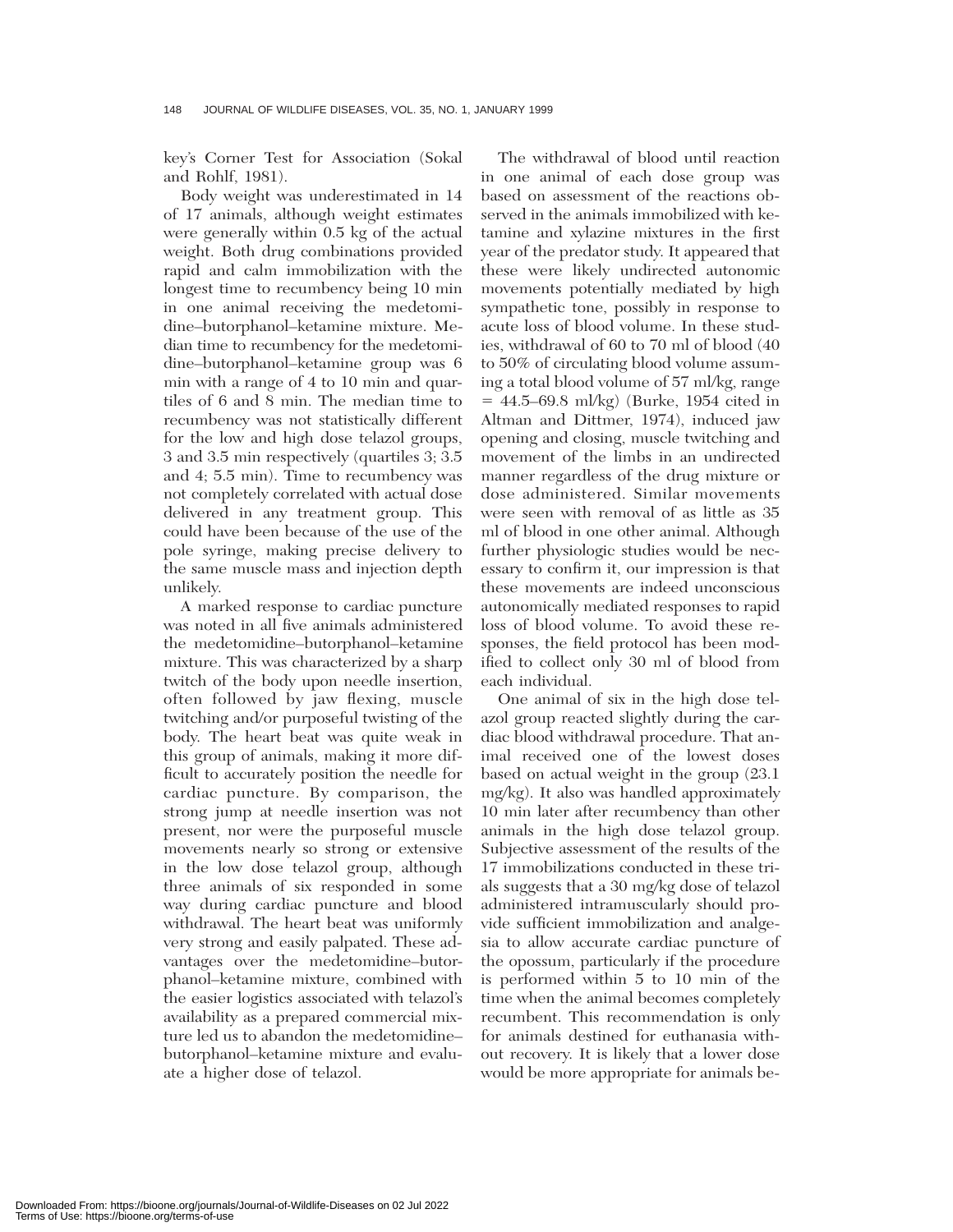key's Corner Test for Association (Sokal and Rohlf, 1981).

Body weight was underestimated in 14 of 17 animals, although weight estimates were generally within 0.5 kg of the actual weight. Both drug combinations provided rapid and calm immobilization with the longest time to recumbency being 10 min in one animal receiving the medetomidine–butorphanol–ketamine mixture. Median time to recumbency for the medetomidine–butorphanol–ketamine group was 6 min with a range of 4 to 10 min and quartiles of 6 and 8 min. The median time to recumbency was not statistically different for the low and high dose telazol groups, 3 and 3.5 min respectively (quartiles 3; 3.5 and 4; 5.5 min). Time to recumbency was not completely correlated with actual dose delivered in any treatment group. This could have been because of the use of the pole syringe, making precise delivery to the same muscle mass and injection depth unlikely.

A marked response to cardiac puncture was noted in all five animals administered the medetomidine–butorphanol–ketamine mixture. This was characterized by a sharp twitch of the body upon needle insertion, often followed by jaw flexing, muscle twitching and/or purposeful twisting of the body. The heart beat was quite weak in this group of animals, making it more difficult to accurately position the needle for cardiac puncture. By comparison, the strong jump at needle insertion was not present, nor were the purposeful muscle movements nearly so strong or extensive in the low dose telazol group, although three animals of six responded in some way during cardiac puncture and blood withdrawal. The heart beat was uniformly very strong and easily palpated. These advantages over the medetomidine–butorphanol–ketamine mixture, combined with the easier logistics associated with telazol's availability as a prepared commercial mixture led us to abandon the medetomidine–butorphanol–ketamine mixture and evaluate a higher dose of telazol.

The withdrawal of blood until reaction in one animal of each dose group was based on assessment of the reactions observed in the animals immobilized with ketamine and xylazine mixtures in the first year of the predator study. It appeared that these were likely undirected autonomic movements potentially mediated by high sympathetic tone, possibly in response to acute loss of blood volume. In these studies, withdrawal of 60 to 70 ml of blood (40 to 50% of circulating blood volume assuming a total blood volume of 57 ml/kg, range = 44.5–69.8 ml/kg) (Burke, 1954 cited in Altman and Dittmer, 1974), induced jaw opening and closing, muscle twitching and movement of the limbs in an undirected manner regardless of the drug mixture or dose administered. Similar movements were seen with removal of as little as 35 ml of blood in one other animal. Although further physiologic studies would be necessary to confirm it, our impression is that these movements are indeed unconscious autonomically mediated responses to rapid loss of blood volume. To avoid these responses, the field protocol has been modified to collect only 30 ml of blood from each individual.

One animal of six in the high dose telazol group reacted slightly during the cardiac blood withdrawal procedure. That animal received one of the lowest doses based on actual weight in the group (23.1 mg/kg). It also was handled approximately 10 min later after recumbency than other animals in the high dose telazol group. Subjective assessment of the results of the 17 immobilizations conducted in these trials suggests that a 30 mg/kg dose of telazol administered intramuscularly should provide sufficient immobilization and analgesia to allow accurate cardiac puncture of the opossum, particularly if the procedure is performed within 5 to 10 min of the time when the animal becomes completely recumbent. This recommendation is only for animals destined for euthanasia without recovery. It is likely that a lower dose would be more appropriate for animals be-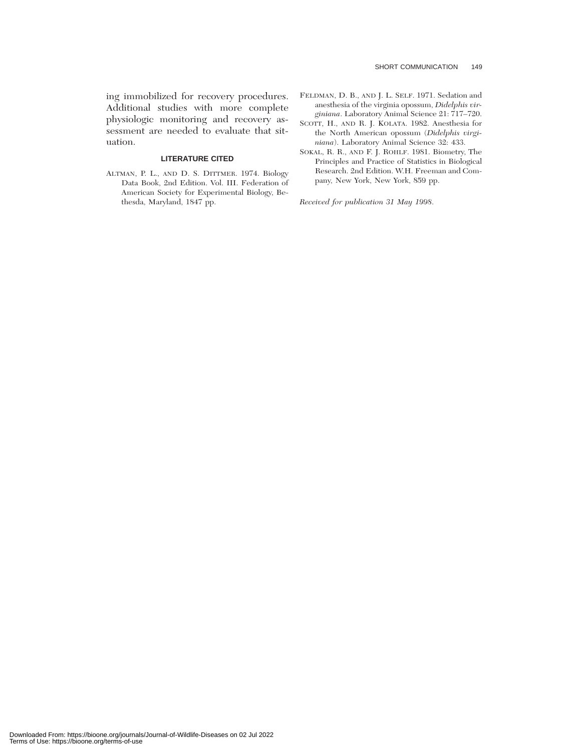ing immobilized for recovery procedures. Additional studies with more complete physiologic monitoring and recovery assessment are needed to evaluate that situation.

## LITERATURE CITED

ALTMAN, P. L., AND D. S. DITTMER. 1974. Biology Data Book, 2nd Edition. Vol. III. Federation of American Society for Experimental Biology, Bethesda, Maryland, 1847 pp.

FELDMAN, D. B., AND J. L. SELF. 1971. Sedation and anesthesia of the virginia opossum, *Didelphis virginiana*. Laboratory Animal Science 21: 717–720.

SCOTT, H., AND R. J. KOLATA. 1982. Anesthesia for the North American opossum (*Didelphis virginiana*). Laboratory Animal Science 32: 433.

SOKAL, R. R., AND F. J. ROHLF. 1981. Biometry, The Principles and Practice of Statistics in Biological Research. 2nd Edition. W.H. Freeman and Company, New York, New York, 859 pp.

*Received for publication 31 May 1998.*